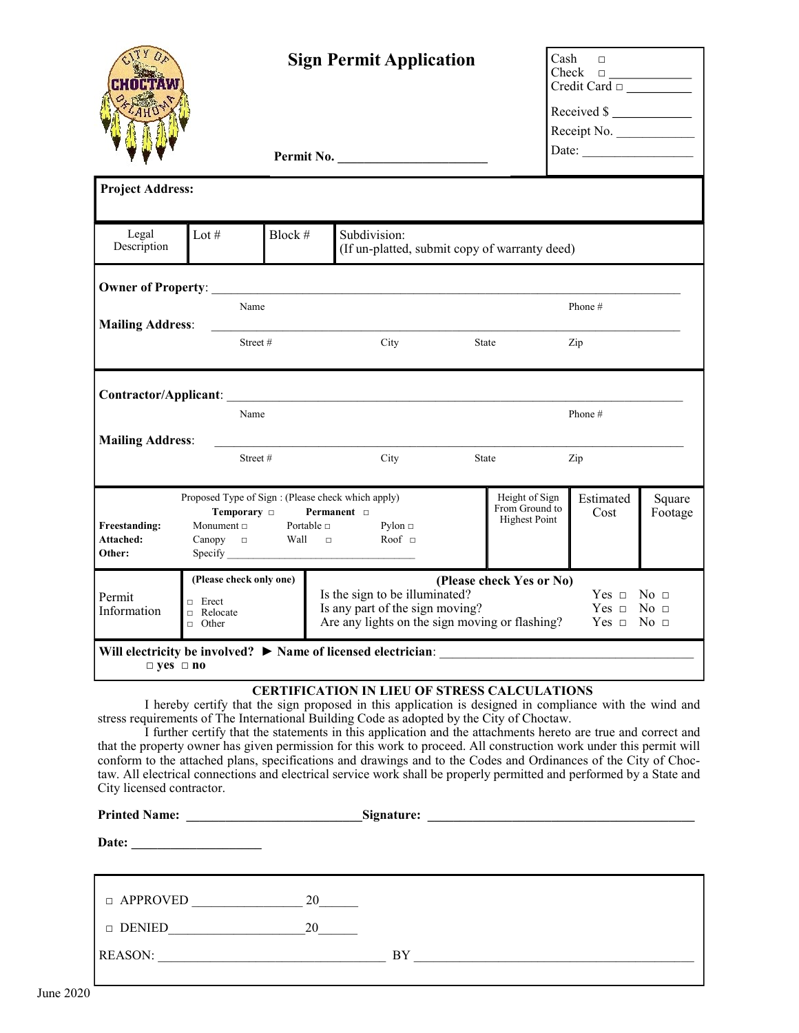# Sign Permit Application

Permit No. _______________________

Cash □
Check □ ____________
Credit Card □ __________

Received $ ____________

Receipt No. ____________

Date: _________________

**Project Address:**

| Legal Description | Lot # | Block # | Subdivision: (If un-platted, submit copy of warranty deed) |
|---|---|---|---|

**Owner of Property**: ____________________________________________
Name / Phone #

**Mailing Address**: ____________________________________________
Street # / City / State / Zip

**Contractor/Applicant**: ____________________________________________
Name / Phone #

**Mailing Address**: ____________________________________________
Street # / City / State / Zip

| Proposed Type of Sign : (Please check which apply) | Height of Sign From Ground to Highest Point | Estimated Cost | Square Footage |
|---|---|---|---|
| **Temporary** □ **Permanent** □ | | | |
| **Freestanding:** Monument □ Portable □ Pylon □ | | | |
| **Attached:** Canopy □ Wall □ Roof □ | | | |
| **Other:** Specify ___________________________ | | | |

| Permit Information | **(Please check only one)** | **(Please check Yes or No)** |
|---|---|---|
| | □ Erect | Is the sign to be illuminated? Yes □ No □ |
| | □ Relocate | Is any part of the sign moving? Yes □ No □ |
| | □ Other | Are any lights on the sign moving or flashing? Yes □ No □ |

**Will electricity be involved?** ► **Name of licensed electrician**: ______________________________
□ **yes** □ **no**

**CERTIFICATION IN LIEU OF STRESS CALCULATIONS**

I hereby certify that the sign proposed in this application is designed in compliance with the wind and stress requirements of The International Building Code as adopted by the City of Choctaw.

I further certify that the statements in this application and the attachments hereto are true and correct and that the property owner has given permission for this work to proceed. All construction work under this permit will conform to the attached plans, specifications and drawings and to the Codes and Ordinances of the City of Choctaw. All electrical connections and electrical service work shall be properly permitted and performed by a State and City licensed contractor.

**Printed Name:** __________________________ **Signature:** ________________________________________

**Date:** ___________________

□ APPROVED ________________ 20______

□ DENIED____________________20______

REASON: _________________________________ BY ________________________________________

June 2020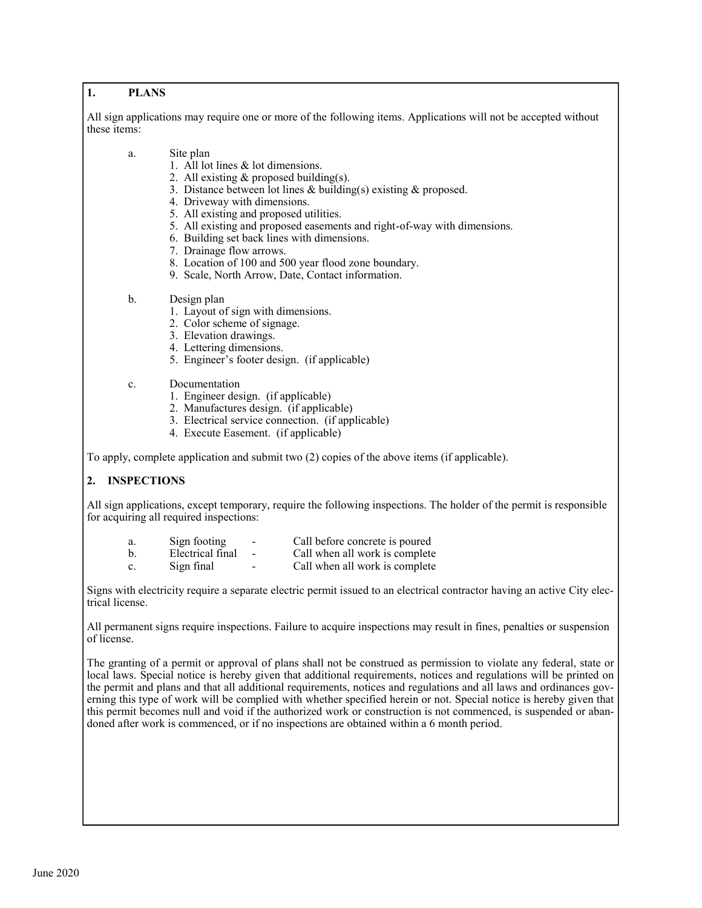## 1. PLANS

All sign applications may require one or more of the following items. Applications will not be accepted without these items:

a. Site plan
   1. All lot lines & lot dimensions.
   2. All existing & proposed building(s).
   3. Distance between lot lines & building(s) existing & proposed.
   4. Driveway with dimensions.
   5. All existing and proposed utilities.
   5. All existing and proposed easements and right-of-way with dimensions.
   6. Building set back lines with dimensions.
   7. Drainage flow arrows.
   8. Location of 100 and 500 year flood zone boundary.
   9. Scale, North Arrow, Date, Contact information.

b. Design plan
   1. Layout of sign with dimensions.
   2. Color scheme of signage.
   3. Elevation drawings.
   4. Lettering dimensions.
   5. Engineer's footer design. (if applicable)

c. Documentation
   1. Engineer design. (if applicable)
   2. Manufactures design. (if applicable)
   3. Electrical service connection. (if applicable)
   4. Execute Easement. (if applicable)

To apply, complete application and submit two (2) copies of the above items (if applicable).

## 2. INSPECTIONS

All sign applications, except temporary, require the following inspections. The holder of the permit is responsible for acquiring all required inspections:

a. Sign footing - Call before concrete is poured
b. Electrical final - Call when all work is complete
c. Sign final - Call when all work is complete

Signs with electricity require a separate electric permit issued to an electrical contractor having an active City electrical license.

All permanent signs require inspections. Failure to acquire inspections may result in fines, penalties or suspension of license.

The granting of a permit or approval of plans shall not be construed as permission to violate any federal, state or local laws. Special notice is hereby given that additional requirements, notices and regulations will be printed on the permit and plans and that all additional requirements, notices and regulations and all laws and ordinances governing this type of work will be complied with whether specified herein or not. Special notice is hereby given that this permit becomes null and void if the authorized work or construction is not commenced, is suspended or abandoned after work is commenced, or if no inspections are obtained within a 6 month period.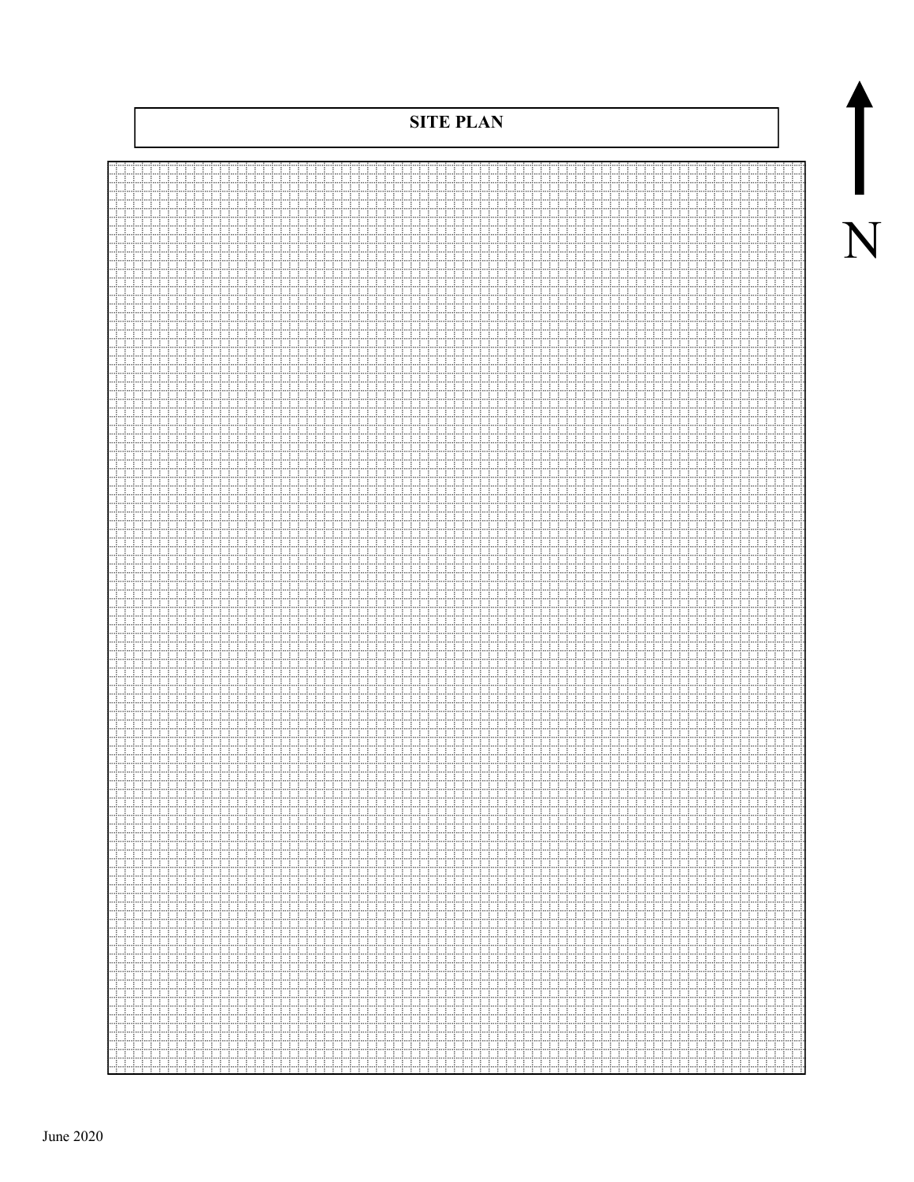# SITE PLAN

N

June 2020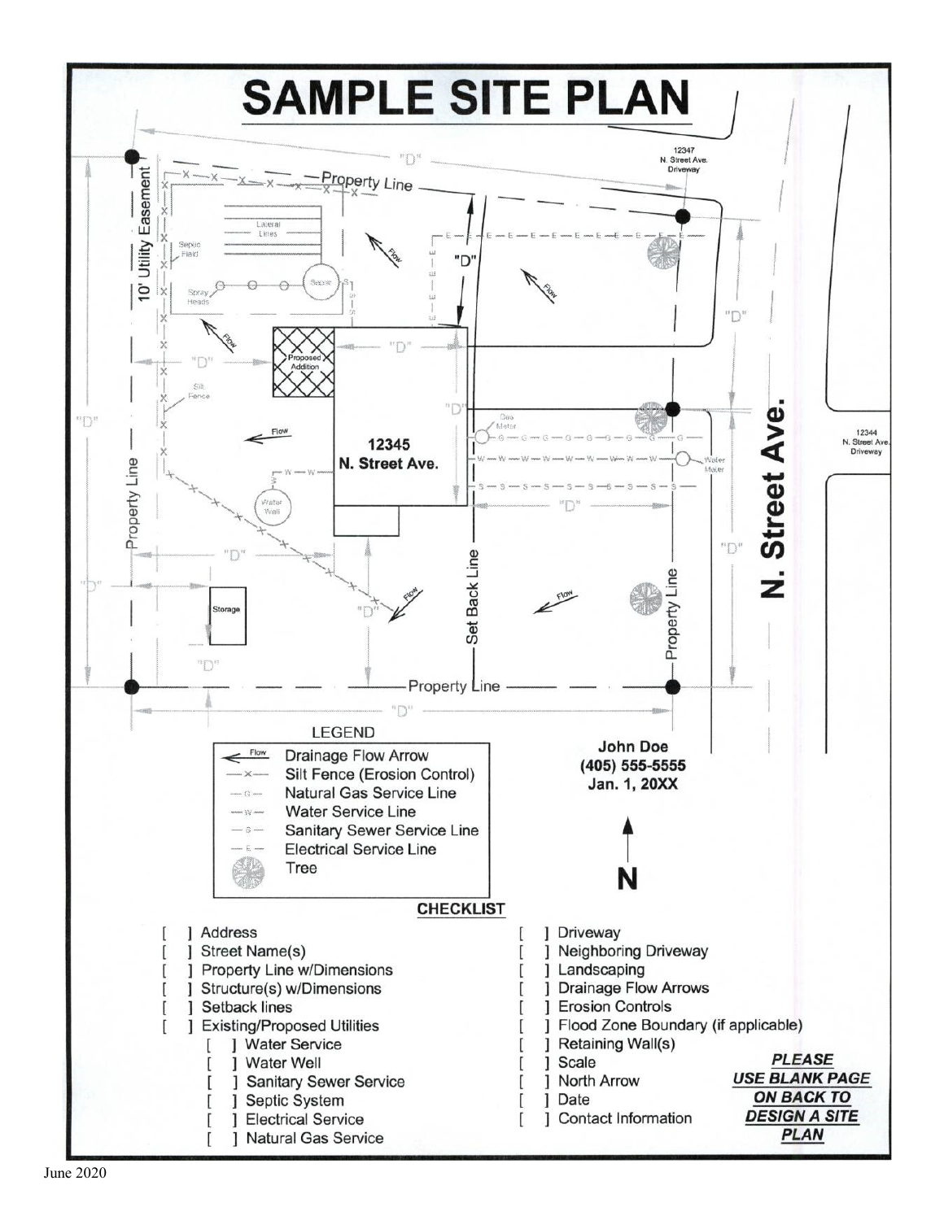# SAMPLE SITE PLAN

"D"

12347
N. Street Ave.
Driveway

Property Line

10' Utility Easement

Lateral Lines

Septic Field

Septic

Spray Heads

Flow

"D"

Proposed Addition

Silt Fence

Gas Meter

12345
N. Street Ave.

Water Well

Water Meter

12344
N. Street Ave.
Driveway

N. Street Ave.

Storage

Set Back Line

Property Line

LEGEND

| | |
|---|---|
| Flow | Drainage Flow Arrow |
| —×— | Silt Fence (Erosion Control) |
| —G— | Natural Gas Service Line |
| —W— | Water Service Line |
| —S— | Sanitary Sewer Service Line |
| —E— | Electrical Service Line |
| | Tree |

**John Doe**
**(405) 555-5555**
**Jan. 1, 20XX**

**N**

**CHECKLIST**

[ ] Address
[ ] Street Name(s)
[ ] Property Line w/Dimensions
[ ] Structure(s) w/Dimensions
[ ] Setback lines
[ ] Existing/Proposed Utilities
- [ ] Water Service
- [ ] Water Well
- [ ] Sanitary Sewer Service
- [ ] Septic System
- [ ] Electrical Service
- [ ] Natural Gas Service

[ ] Driveway
[ ] Neighboring Driveway
[ ] Landscaping
[ ] Drainage Flow Arrows
[ ] Erosion Controls
[ ] Flood Zone Boundary (if applicable)
[ ] Retaining Wall(s)
[ ] Scale
[ ] North Arrow
[ ] Date
[ ] Contact Information

***PLEASE USE BLANK PAGE ON BACK TO DESIGN A SITE PLAN***

June 2020